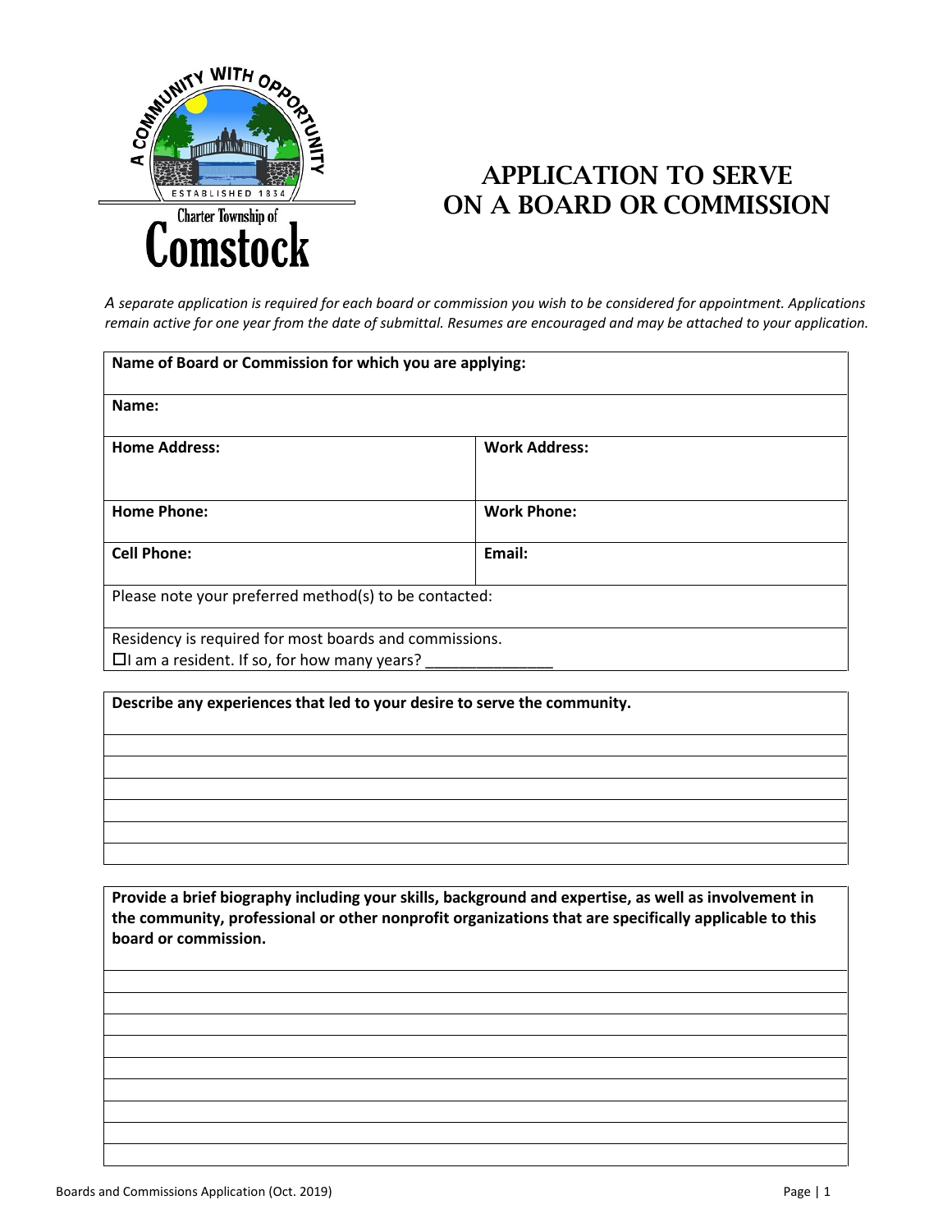A COMMUNITY WITH OPPORTUNITY
ESTABLISHED 1834
Charter Township of
Comstock

# APPLICATION TO SERVE ON A BOARD OR COMMISSION

*A separate application is required for each board or commission you wish to be considered for appointment. Applications remain active for one year from the date of submittal. Resumes are encouraged and may be attached to your application.*

| **Name of Board or Commission for which you are applying:** | |
|---|---|
| **Name:** | |
| **Home Address:** | **Work Address:** |
| **Home Phone:** | **Work Phone:** |
| **Cell Phone:** | **Email:** |
| Please note your preferred method(s) to be contacted: | |
| Residency is required for most boards and commissions.<br>☐I am a resident. If so, for how many years? _______________ | |

| **Describe any experiences that led to your desire to serve the community.** |
|---|
| |
| |
| |
| |
| |
| |

| **Provide a brief biography including your skills, background and expertise, as well as involvement in the community, professional or other nonprofit organizations that are specifically applicable to this board or commission.** |
|---|
| |
| |
| |
| |
| |
| |
| |
| |
| |

Boards and Commissions Application (Oct. 2019)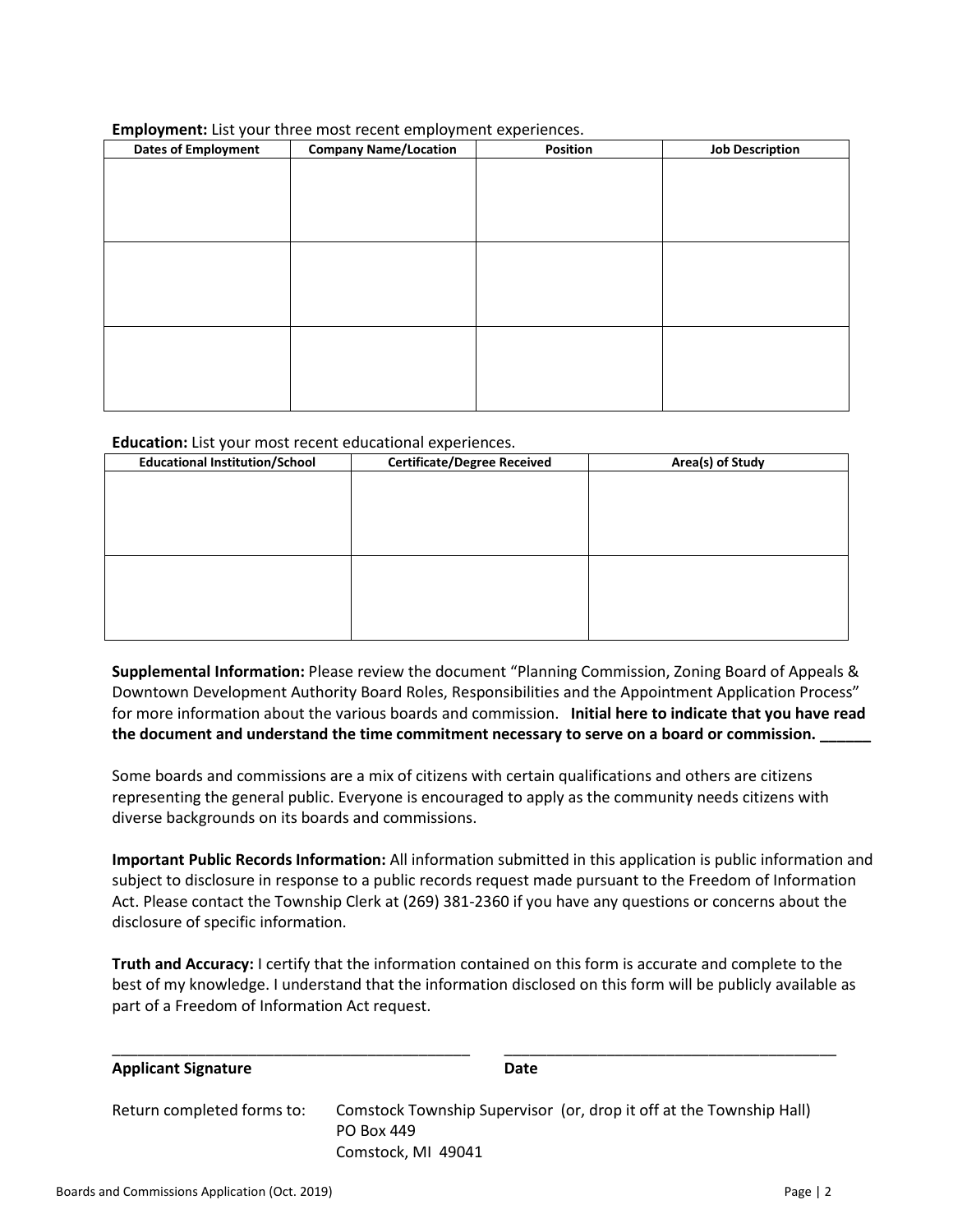**Employment:** List your three most recent employment experiences.

| Dates of Employment | Company Name/Location | Position | Job Description |
|---|---|---|---|
| | | | |
| | | | |
| | | | |

**Education:** List your most recent educational experiences.

| Educational Institution/School | Certificate/Degree Received | Area(s) of Study |
|---|---|---|
| | | |
| | | |

**Supplemental Information:** Please review the document "Planning Commission, Zoning Board of Appeals & Downtown Development Authority Board Roles, Responsibilities and the Appointment Application Process" for more information about the various boards and commission. **Initial here to indicate that you have read the document and understand the time commitment necessary to serve on a board or commission. ______**

Some boards and commissions are a mix of citizens with certain qualifications and others are citizens representing the general public. Everyone is encouraged to apply as the community needs citizens with diverse backgrounds on its boards and commissions.

**Important Public Records Information:** All information submitted in this application is public information and subject to disclosure in response to a public records request made pursuant to the Freedom of Information Act. Please contact the Township Clerk at (269) 381-2360 if you have any questions or concerns about the disclosure of specific information.

**Truth and Accuracy:** I certify that the information contained on this form is accurate and complete to the best of my knowledge. I understand that the information disclosed on this form will be publicly available as part of a Freedom of Information Act request.

_____________________________________________ _________________________________________

**Applicant Signature** **Date**

Return completed forms to: Comstock Township Supervisor (or, drop it off at the Township Hall)
PO Box 449
Comstock, MI 49041